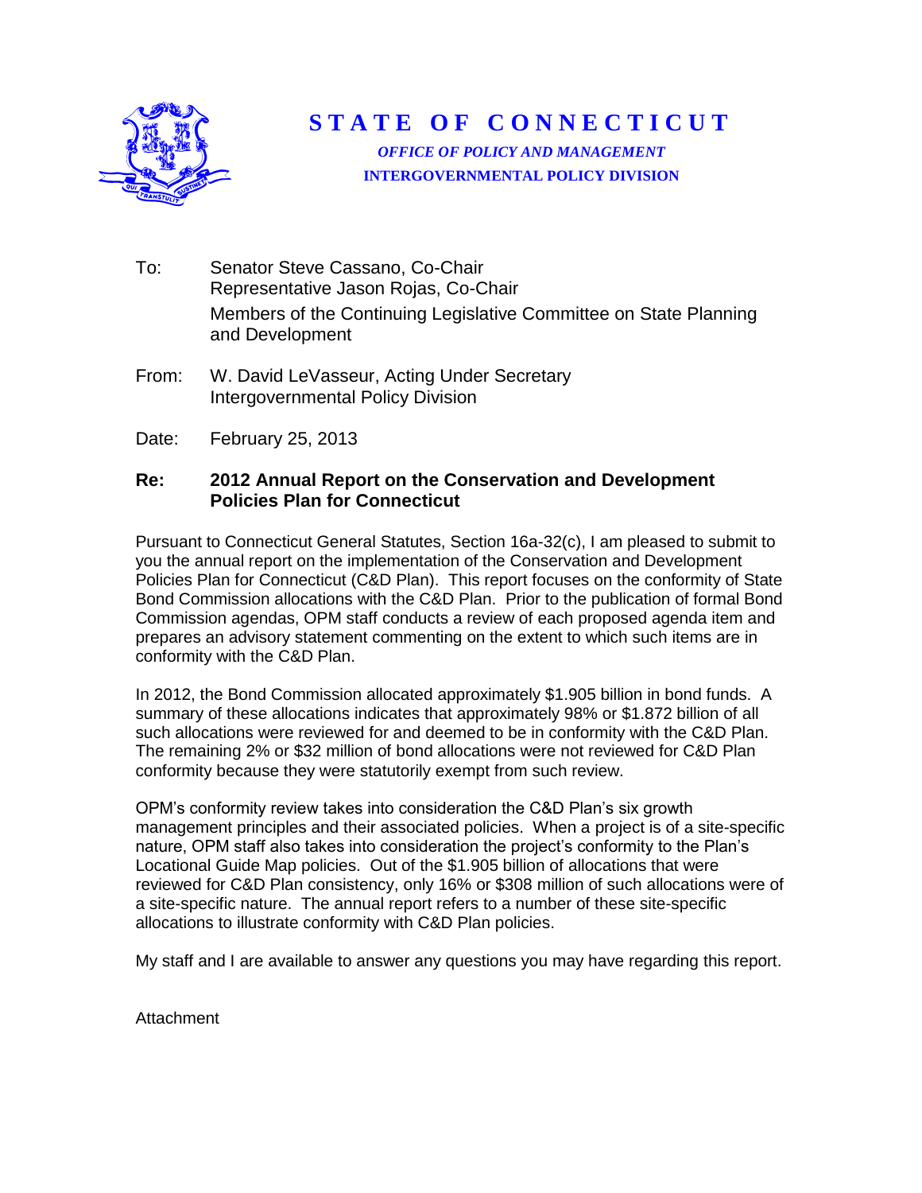# STATE OF CONNECTICUT

*OFFICE OF POLICY AND MANAGEMENT*

**INTERGOVERNMENTAL POLICY DIVISION**

To: Senator Steve Cassano, Co-Chair
Representative Jason Rojas, Co-Chair
Members of the Continuing Legislative Committee on State Planning and Development

From: W. David LeVasseur, Acting Under Secretary
Intergovernmental Policy Division

Date: February 25, 2013

**Re: 2012 Annual Report on the Conservation and Development Policies Plan for Connecticut**

Pursuant to Connecticut General Statutes, Section 16a-32(c), I am pleased to submit to you the annual report on the implementation of the Conservation and Development Policies Plan for Connecticut (C&D Plan). This report focuses on the conformity of State Bond Commission allocations with the C&D Plan. Prior to the publication of formal Bond Commission agendas, OPM staff conducts a review of each proposed agenda item and prepares an advisory statement commenting on the extent to which such items are in conformity with the C&D Plan.

In 2012, the Bond Commission allocated approximately $1.905 billion in bond funds. A summary of these allocations indicates that approximately 98% or $1.872 billion of all such allocations were reviewed for and deemed to be in conformity with the C&D Plan. The remaining 2% or $32 million of bond allocations were not reviewed for C&D Plan conformity because they were statutorily exempt from such review.

OPM's conformity review takes into consideration the C&D Plan's six growth management principles and their associated policies. When a project is of a site-specific nature, OPM staff also takes into consideration the project's conformity to the Plan's Locational Guide Map policies. Out of the $1.905 billion of allocations that were reviewed for C&D Plan consistency, only 16% or $308 million of such allocations were of a site-specific nature. The annual report refers to a number of these site-specific allocations to illustrate conformity with C&D Plan policies.

My staff and I are available to answer any questions you may have regarding this report.

Attachment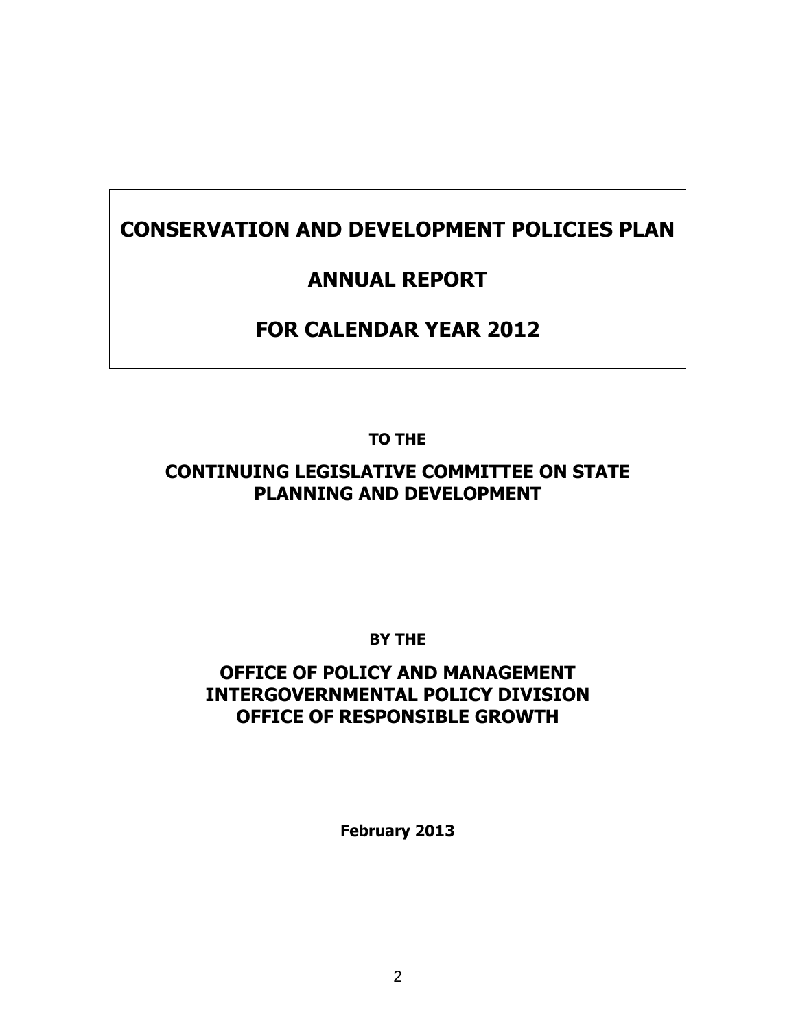# CONSERVATION AND DEVELOPMENT POLICIES PLAN

# ANNUAL REPORT

# FOR CALENDAR YEAR 2012

**TO THE**

## CONTINUING LEGISLATIVE COMMITTEE ON STATE PLANNING AND DEVELOPMENT

**BY THE**

## OFFICE OF POLICY AND MANAGEMENT
## INTERGOVERNMENTAL POLICY DIVISION
## OFFICE OF RESPONSIBLE GROWTH

**February 2013**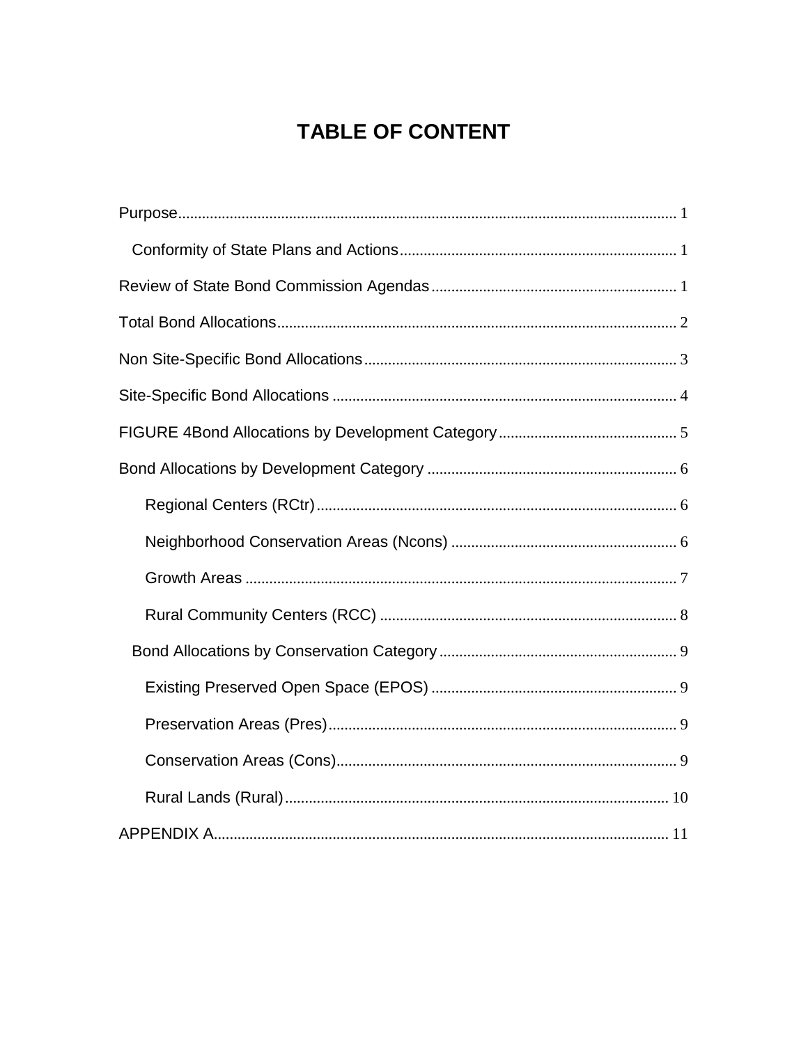# TABLE OF CONTENT

Purpose........................................................................................................................ 1

  Conformity of State Plans and Actions.................................................................... 1

Review of State Bond Commission Agendas............................................................ 1

Total Bond Allocations.................................................................................................. 2

Non Site-Specific Bond Allocations............................................................................. 3

Site-Specific Bond Allocations ..................................................................................... 4

FIGURE 4Bond Allocations by Development Category............................................ 5

Bond Allocations by Development Category ............................................................. 6

    Regional Centers (RCtr)......................................................................................... 6

    Neighborhood Conservation Areas (Ncons) ........................................................ 6

    Growth Areas ........................................................................................................... 7

    Rural Community Centers (RCC) ......................................................................... 8

  Bond Allocations by Conservation Category.......................................................... 9

    Existing Preserved Open Space (EPOS) ............................................................ 9

    Preservation Areas (Pres)...................................................................................... 9

    Conservation Areas (Cons).................................................................................... 9

    Rural Lands (Rural)............................................................................................... 10

APPENDIX A................................................................................................................. 11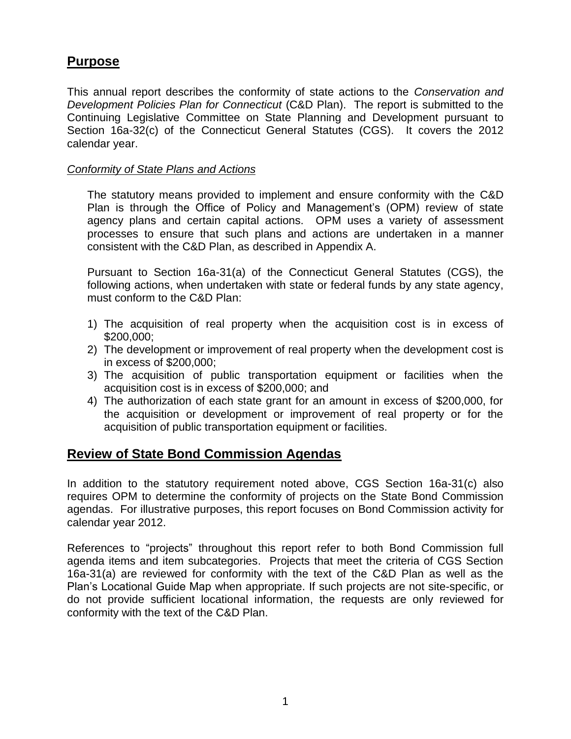## Purpose

This annual report describes the conformity of state actions to the *Conservation and Development Policies Plan for Connecticut* (C&D Plan). The report is submitted to the Continuing Legislative Committee on State Planning and Development pursuant to Section 16a-32(c) of the Connecticut General Statutes (CGS). It covers the 2012 calendar year.

*Conformity of State Plans and Actions*

The statutory means provided to implement and ensure conformity with the C&D Plan is through the Office of Policy and Management's (OPM) review of state agency plans and certain capital actions. OPM uses a variety of assessment processes to ensure that such plans and actions are undertaken in a manner consistent with the C&D Plan, as described in Appendix A.

Pursuant to Section 16a-31(a) of the Connecticut General Statutes (CGS), the following actions, when undertaken with state or federal funds by any state agency, must conform to the C&D Plan:

1) The acquisition of real property when the acquisition cost is in excess of $200,000;
2) The development or improvement of real property when the development cost is in excess of $200,000;
3) The acquisition of public transportation equipment or facilities when the acquisition cost is in excess of $200,000; and
4) The authorization of each state grant for an amount in excess of $200,000, for the acquisition or development or improvement of real property or for the acquisition of public transportation equipment or facilities.

## Review of State Bond Commission Agendas

In addition to the statutory requirement noted above, CGS Section 16a-31(c) also requires OPM to determine the conformity of projects on the State Bond Commission agendas. For illustrative purposes, this report focuses on Bond Commission activity for calendar year 2012.

References to "projects" throughout this report refer to both Bond Commission full agenda items and item subcategories. Projects that meet the criteria of CGS Section 16a-31(a) are reviewed for conformity with the text of the C&D Plan as well as the Plan's Locational Guide Map when appropriate. If such projects are not site-specific, or do not provide sufficient locational information, the requests are only reviewed for conformity with the text of the C&D Plan.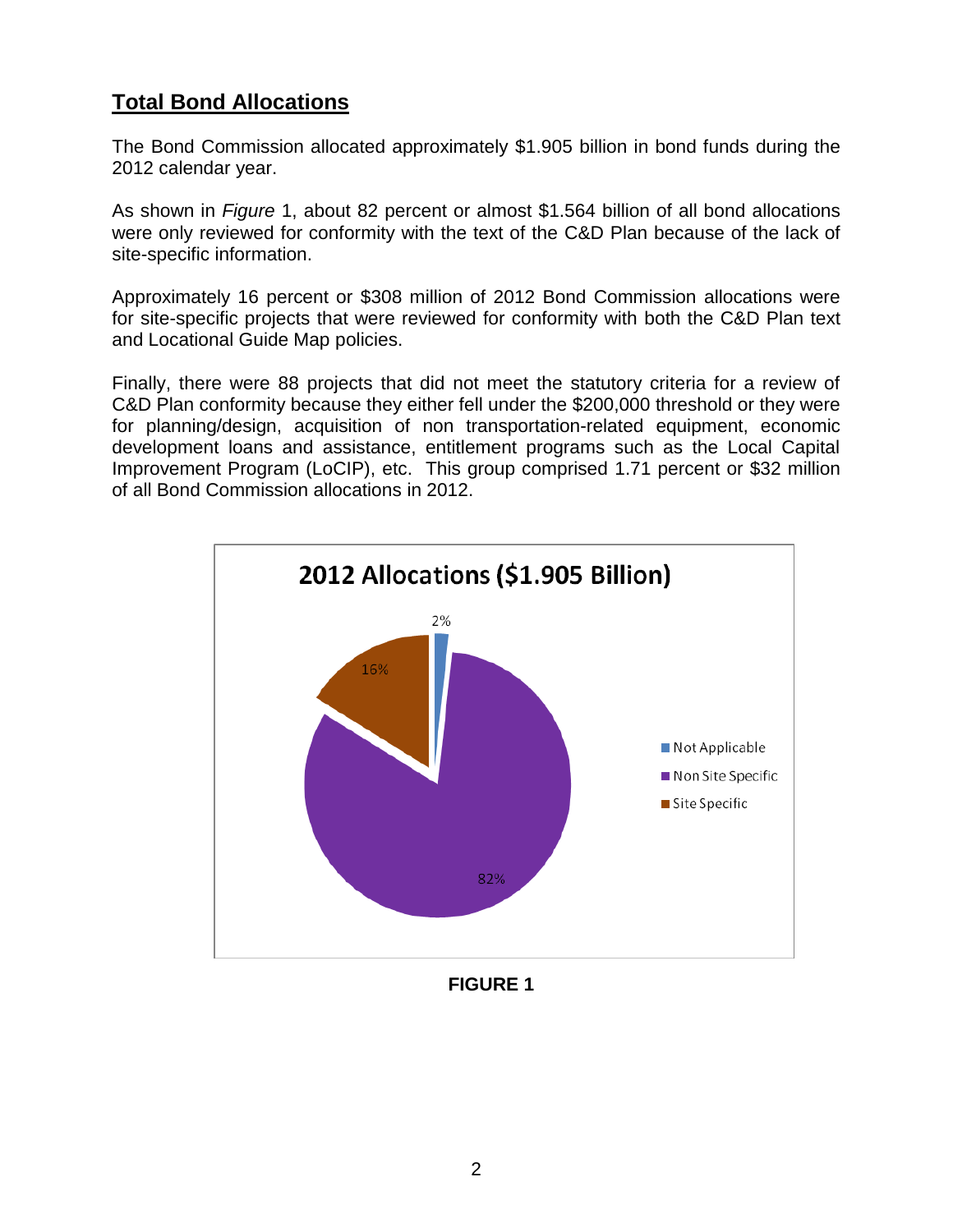## Total Bond Allocations

The Bond Commission allocated approximately $1.905 billion in bond funds during the 2012 calendar year.

As shown in *Figure* 1, about 82 percent or almost $1.564 billion of all bond allocations were only reviewed for conformity with the text of the C&D Plan because of the lack of site-specific information.

Approximately 16 percent or $308 million of 2012 Bond Commission allocations were for site-specific projects that were reviewed for conformity with both the C&D Plan text and Locational Guide Map policies.

Finally, there were 88 projects that did not meet the statutory criteria for a review of C&D Plan conformity because they either fell under the $200,000 threshold or they were for planning/design, acquisition of non transportation-related equipment, economic development loans and assistance, entitlement programs such as the Local Capital Improvement Program (LoCIP), etc. This group comprised 1.71 percent or $32 million of all Bond Commission allocations in 2012.

**2012 Allocations ($1.905 Billion)**

| Category | Percent |
| --- | --- |
| Not Applicable | 2% |
| Non Site Specific | 82% |
| Site Specific | 16% |

**FIGURE 1**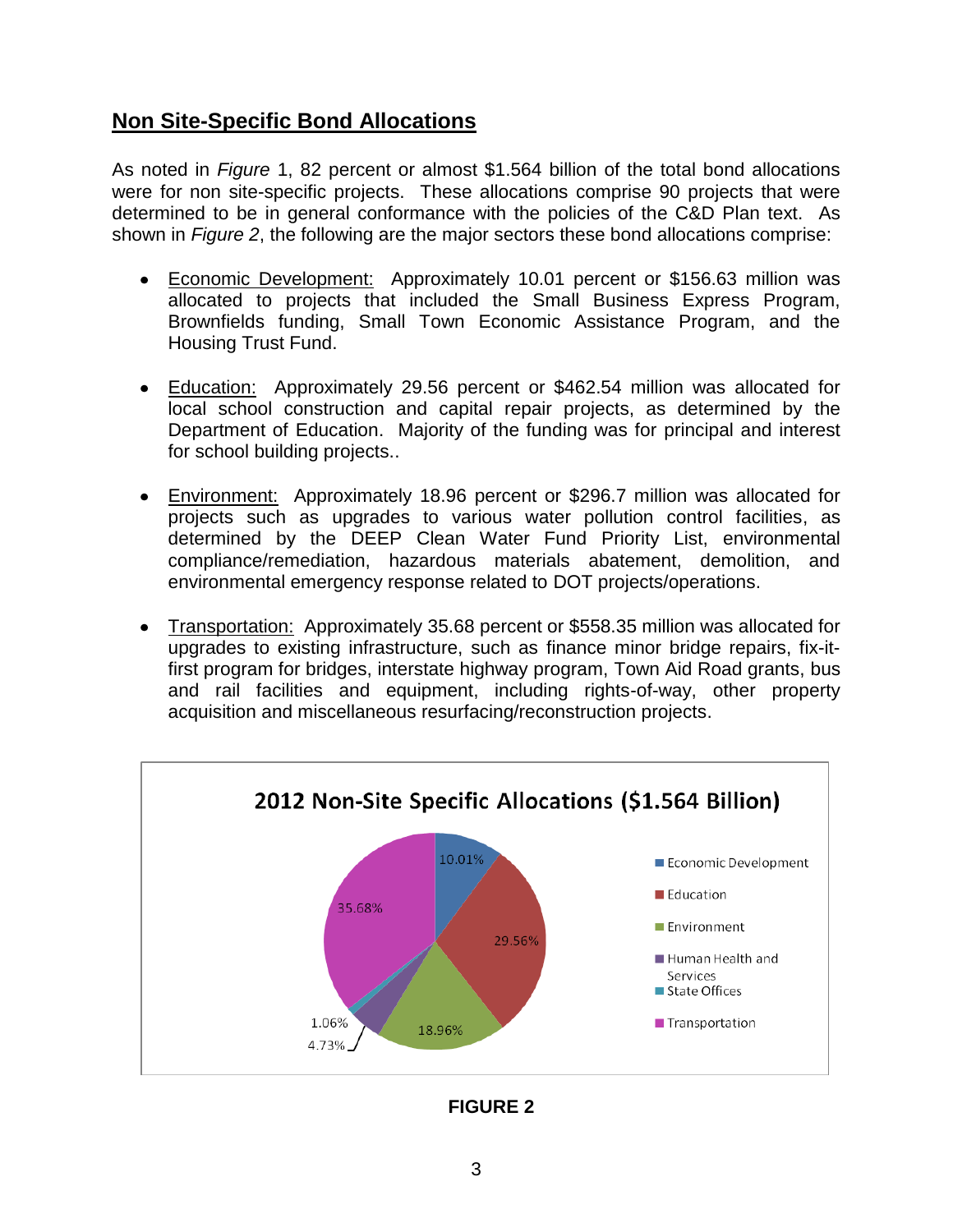## Non Site-Specific Bond Allocations

As noted in *Figure* 1, 82 percent or almost $1.564 billion of the total bond allocations were for non site-specific projects. These allocations comprise 90 projects that were determined to be in general conformance with the policies of the C&D Plan text. As shown in *Figure 2*, the following are the major sectors these bond allocations comprise:

- Economic Development: Approximately 10.01 percent or $156.63 million was allocated to projects that included the Small Business Express Program, Brownfields funding, Small Town Economic Assistance Program, and the Housing Trust Fund.

- Education: Approximately 29.56 percent or $462.54 million was allocated for local school construction and capital repair projects, as determined by the Department of Education. Majority of the funding was for principal and interest for school building projects..

- Environment: Approximately 18.96 percent or $296.7 million was allocated for projects such as upgrades to various water pollution control facilities, as determined by the DEEP Clean Water Fund Priority List, environmental compliance/remediation, hazardous materials abatement, demolition, and environmental emergency response related to DOT projects/operations.

- Transportation: Approximately 35.68 percent or $558.35 million was allocated for upgrades to existing infrastructure, such as finance minor bridge repairs, fix-it-first program for bridges, interstate highway program, Town Aid Road grants, bus and rail facilities and equipment, including rights-of-way, other property acquisition and miscellaneous resurfacing/reconstruction projects.

**2012 Non-Site Specific Allocations ($1.564 Billion)**

| Sector | Percent |
|---|---|
| Economic Development | 10.01% |
| Education | 29.56% |
| Environment | 18.96% |
| Human Health and Services | 4.73% |
| State Offices | 1.06% |
| Transportation | 35.68% |

**FIGURE 2**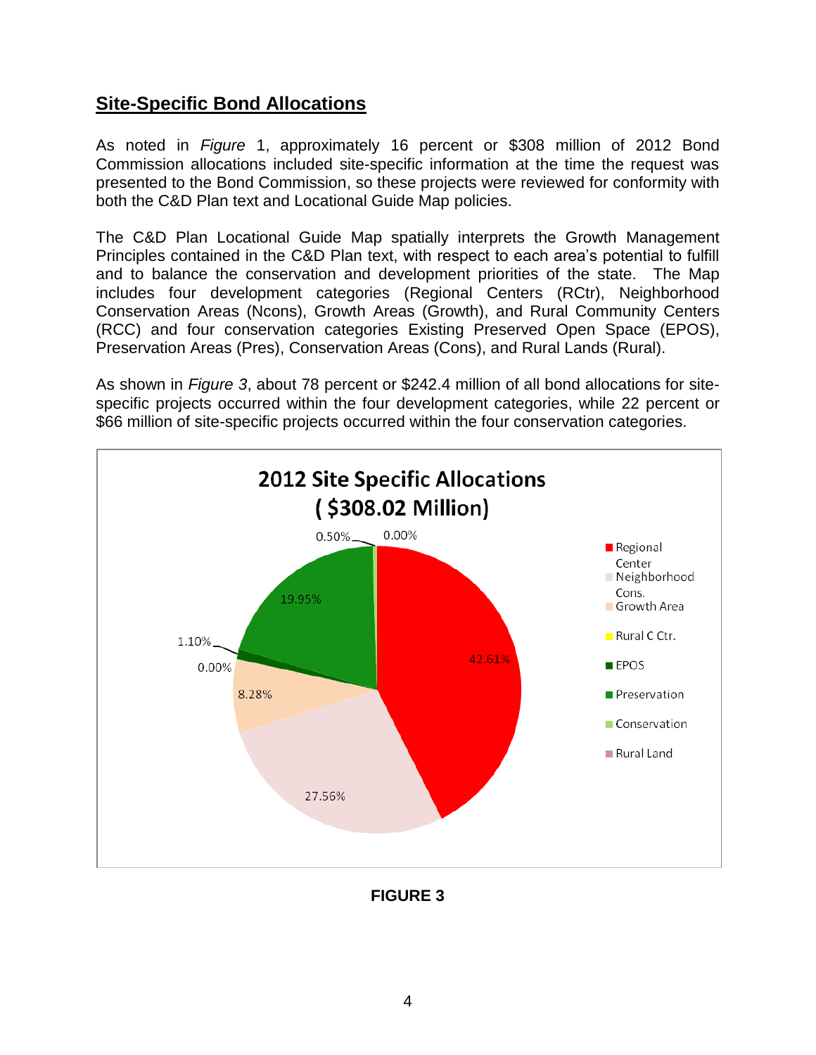## Site-Specific Bond Allocations

As noted in *Figure* 1, approximately 16 percent or $308 million of 2012 Bond Commission allocations included site-specific information at the time the request was presented to the Bond Commission, so these projects were reviewed for conformity with both the C&D Plan text and Locational Guide Map policies.

The C&D Plan Locational Guide Map spatially interprets the Growth Management Principles contained in the C&D Plan text, with respect to each area's potential to fulfill and to balance the conservation and development priorities of the state. The Map includes four development categories (Regional Centers (RCtr), Neighborhood Conservation Areas (Ncons), Growth Areas (Growth), and Rural Community Centers (RCC) and four conservation categories Existing Preserved Open Space (EPOS), Preservation Areas (Pres), Conservation Areas (Cons), and Rural Lands (Rural).

As shown in *Figure 3*, about 78 percent or $242.4 million of all bond allocations for site-specific projects occurred within the four development categories, while 22 percent or $66 million of site-specific projects occurred within the four conservation categories.

**2012 Site Specific Allocations ( $308.02 Million)**

| Category | Percent |
|---|---|
| Regional Center | 42.61% |
| Neighborhood Cons. | 27.56% |
| Growth Area | 8.28% |
| Rural C Ctr. | 0.00% |
| EPOS | 1.10% |
| Preservation | 19.95% |
| Conservation | 0.50% |
| Rural Land | 0.00% |

**FIGURE 3**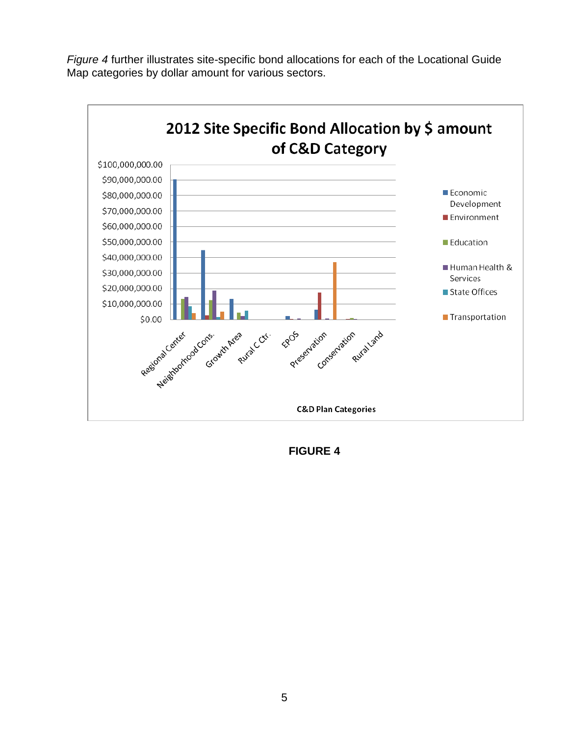*Figure 4* further illustrates site-specific bond allocations for each of the Locational Guide Map categories by dollar amount for various sectors.

**2012 Site Specific Bond Allocation by $ amount of C&D Category**

Y-axis: $0.00 to $100,000,000.00

X-axis (C&D Plan Categories): Regional Center, Neighborhood Cons., Growth Area, Rural C Ctr., EPOS, Preservation, Conservation, Rural Land

Legend: Economic Development, Environment, Education, Human Health & Services, State Offices, Transportation

**FIGURE 4**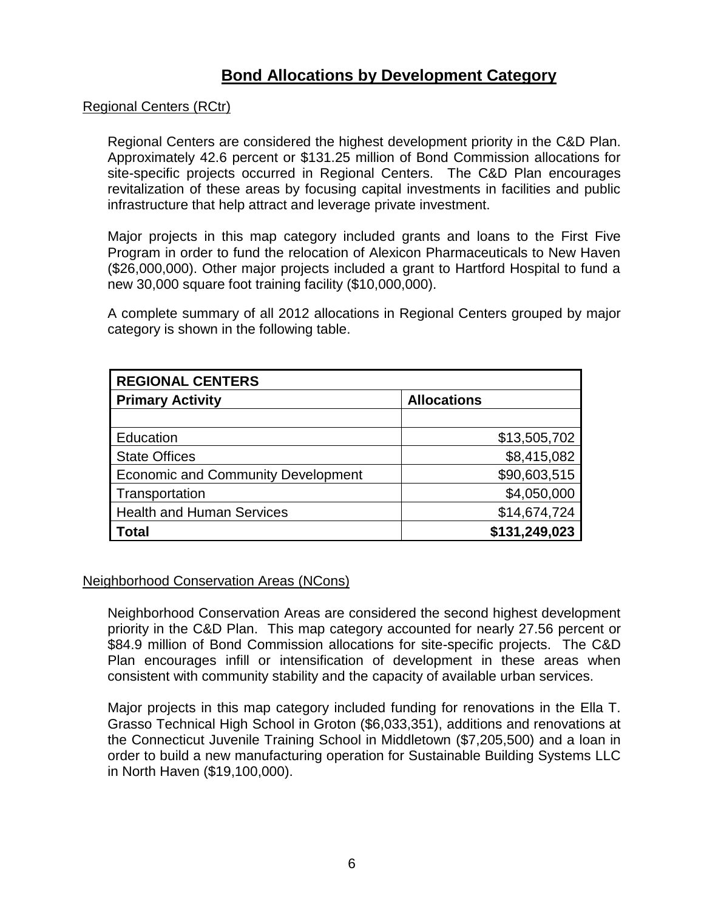## Bond Allocations by Development Category

Regional Centers (RCtr)

Regional Centers are considered the highest development priority in the C&D Plan. Approximately 42.6 percent or $131.25 million of Bond Commission allocations for site-specific projects occurred in Regional Centers. The C&D Plan encourages revitalization of these areas by focusing capital investments in facilities and public infrastructure that help attract and leverage private investment.

Major projects in this map category included grants and loans to the First Five Program in order to fund the relocation of Alexicon Pharmaceuticals to New Haven ($26,000,000). Other major projects included a grant to Hartford Hospital to fund a new 30,000 square foot training facility ($10,000,000).

A complete summary of all 2012 allocations in Regional Centers grouped by major category is shown in the following table.

| **REGIONAL CENTERS** | |
|---|---|
| **Primary Activity** | **Allocations** |
| | |
| Education | $13,505,702 |
| State Offices | $8,415,082 |
| Economic and Community Development | $90,603,515 |
| Transportation | $4,050,000 |
| Health and Human Services | $14,674,724 |
| **Total** | **$131,249,023** |

Neighborhood Conservation Areas (NCons)

Neighborhood Conservation Areas are considered the second highest development priority in the C&D Plan. This map category accounted for nearly 27.56 percent or $84.9 million of Bond Commission allocations for site-specific projects. The C&D Plan encourages infill or intensification of development in these areas when consistent with community stability and the capacity of available urban services.

Major projects in this map category included funding for renovations in the Ella T. Grasso Technical High School in Groton ($6,033,351), additions and renovations at the Connecticut Juvenile Training School in Middletown ($7,205,500) and a loan in order to build a new manufacturing operation for Sustainable Building Systems LLC in North Haven ($19,100,000).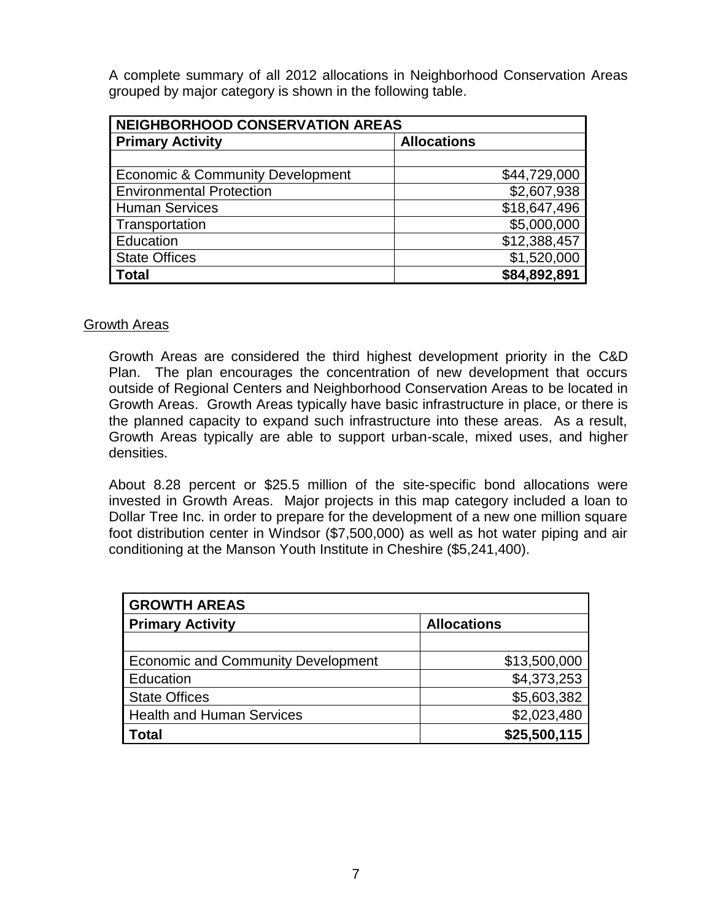A complete summary of all 2012 allocations in Neighborhood Conservation Areas grouped by major category is shown in the following table.

| NEIGHBORHOOD CONSERVATION AREAS | |
|---|---|
| **Primary Activity** | **Allocations** |
| | |
| Economic & Community Development | $44,729,000 |
| Environmental Protection | $2,607,938 |
| Human Services | $18,647,496 |
| Transportation | $5,000,000 |
| Education | $12,388,457 |
| State Offices | $1,520,000 |
| **Total** | **$84,892,891** |

Growth Areas

Growth Areas are considered the third highest development priority in the C&D Plan. The plan encourages the concentration of new development that occurs outside of Regional Centers and Neighborhood Conservation Areas to be located in Growth Areas. Growth Areas typically have basic infrastructure in place, or there is the planned capacity to expand such infrastructure into these areas. As a result, Growth Areas typically are able to support urban-scale, mixed uses, and higher densities.

About 8.28 percent or $25.5 million of the site-specific bond allocations were invested in Growth Areas. Major projects in this map category included a loan to Dollar Tree Inc. in order to prepare for the development of a new one million square foot distribution center in Windsor ($7,500,000) as well as hot water piping and air conditioning at the Manson Youth Institute in Cheshire ($5,241,400).

| GROWTH AREAS | |
|---|---|
| **Primary Activity** | **Allocations** |
| | |
| Economic and Community Development | $13,500,000 |
| Education | $4,373,253 |
| State Offices | $5,603,382 |
| Health and Human Services | $2,023,480 |
| **Total** | **$25,500,115** |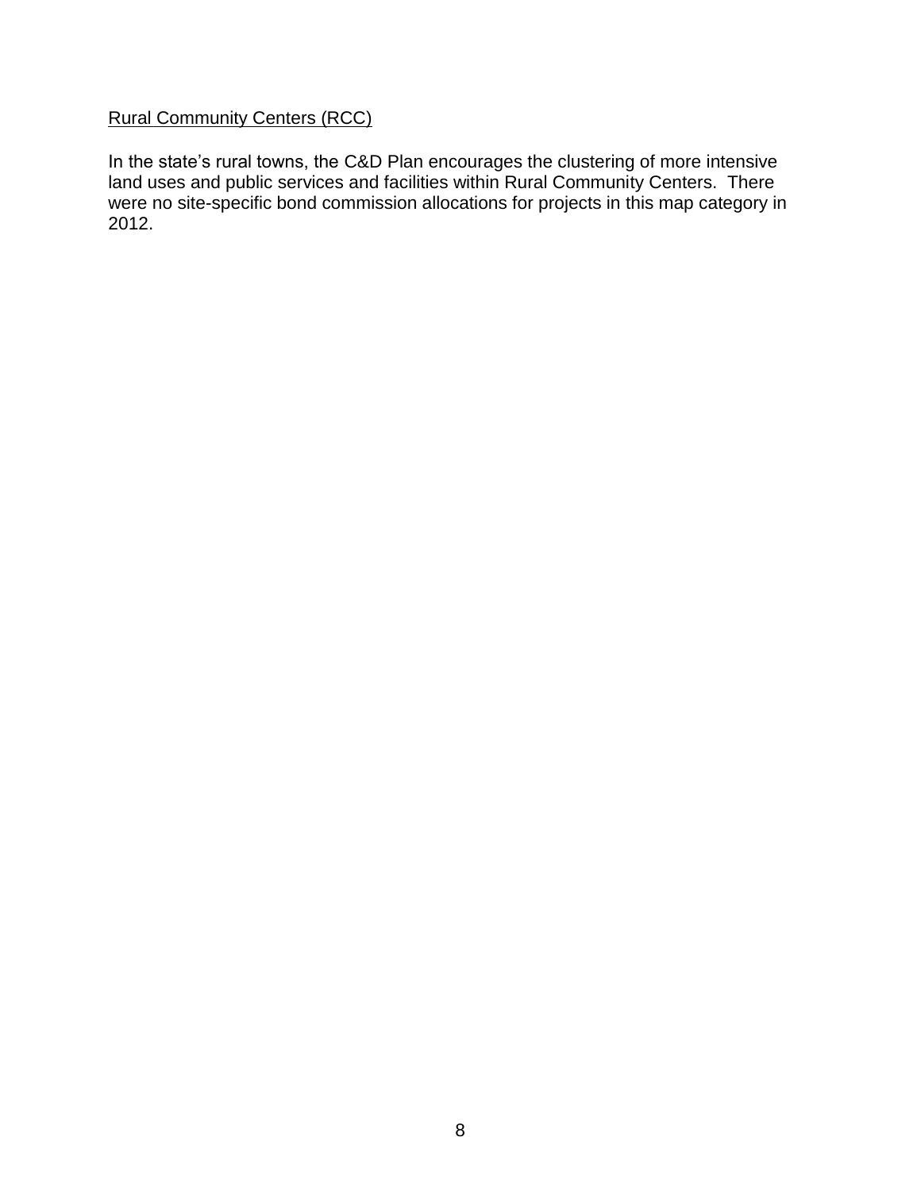<u>Rural Community Centers (RCC)</u>

In the state's rural towns, the C&D Plan encourages the clustering of more intensive land uses and public services and facilities within Rural Community Centers. There were no site-specific bond commission allocations for projects in this map category in 2012.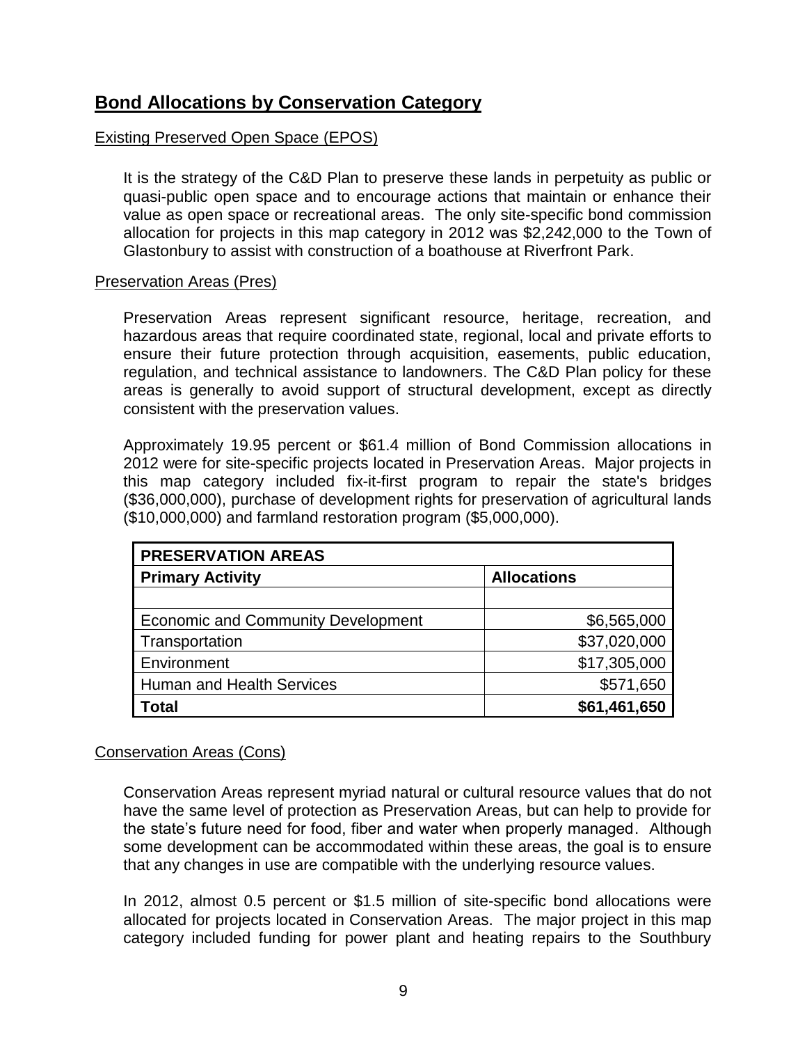## Bond Allocations by Conservation Category

### Existing Preserved Open Space (EPOS)

It is the strategy of the C&D Plan to preserve these lands in perpetuity as public or quasi-public open space and to encourage actions that maintain or enhance their value as open space or recreational areas. The only site-specific bond commission allocation for projects in this map category in 2012 was $2,242,000 to the Town of Glastonbury to assist with construction of a boathouse at Riverfront Park.

### Preservation Areas (Pres)

Preservation Areas represent significant resource, heritage, recreation, and hazardous areas that require coordinated state, regional, local and private efforts to ensure their future protection through acquisition, easements, public education, regulation, and technical assistance to landowners. The C&D Plan policy for these areas is generally to avoid support of structural development, except as directly consistent with the preservation values.

Approximately 19.95 percent or $61.4 million of Bond Commission allocations in 2012 were for site-specific projects located in Preservation Areas. Major projects in this map category included fix-it-first program to repair the state's bridges ($36,000,000), purchase of development rights for preservation of agricultural lands ($10,000,000) and farmland restoration program ($5,000,000).

| **PRESERVATION AREAS** | |
|---|---|
| **Primary Activity** | **Allocations** |
| | |
| Economic and Community Development | $6,565,000 |
| Transportation | $37,020,000 |
| Environment | $17,305,000 |
| Human and Health Services | $571,650 |
| **Total** | **$61,461,650** |

### Conservation Areas (Cons)

Conservation Areas represent myriad natural or cultural resource values that do not have the same level of protection as Preservation Areas, but can help to provide for the state's future need for food, fiber and water when properly managed. Although some development can be accommodated within these areas, the goal is to ensure that any changes in use are compatible with the underlying resource values.

In 2012, almost 0.5 percent or $1.5 million of site-specific bond allocations were allocated for projects located in Conservation Areas. The major project in this map category included funding for power plant and heating repairs to the Southbury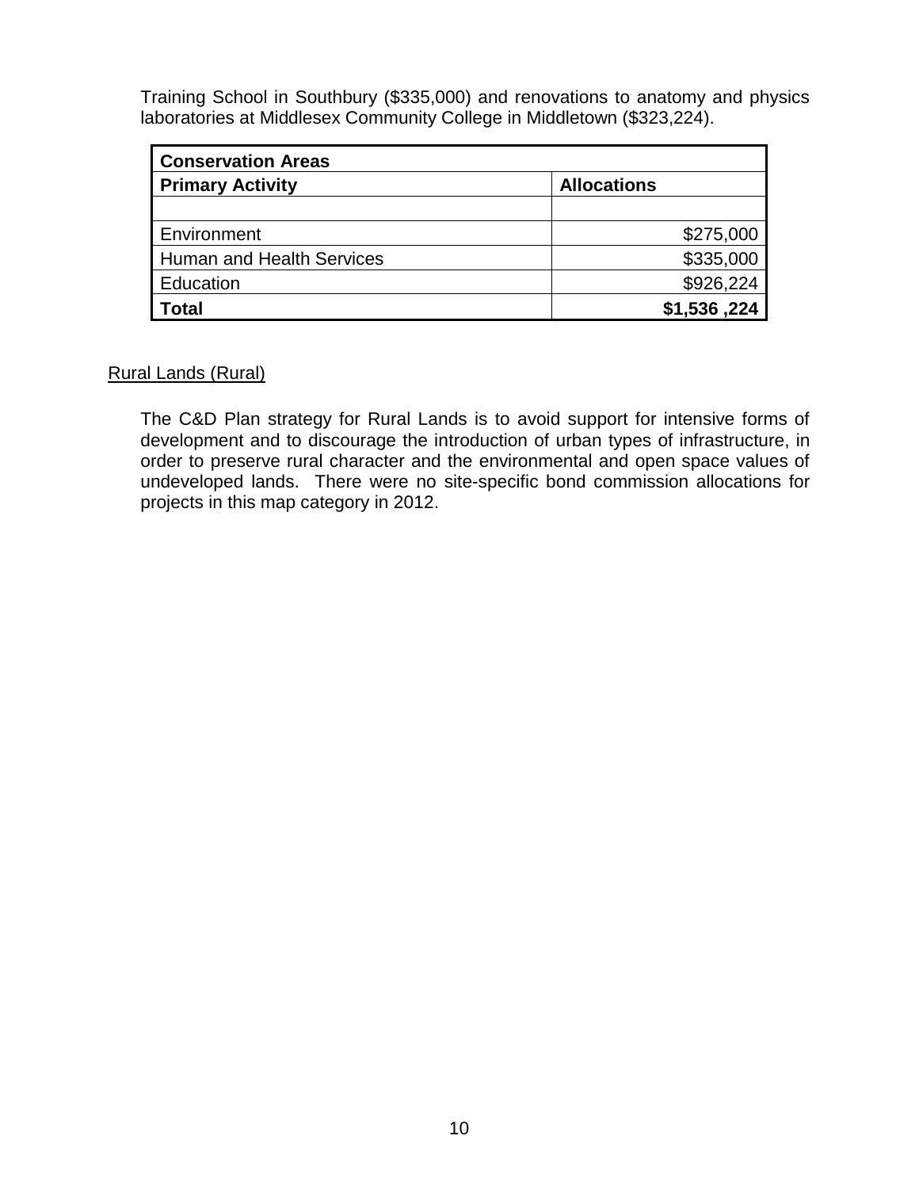Training School in Southbury ($335,000) and renovations to anatomy and physics laboratories at Middlesex Community College in Middletown ($323,224).

| **Conservation Areas** | |
|---|---|
| **Primary Activity** | **Allocations** |
| | |
| Environment | $275,000 |
| Human and Health Services | $335,000 |
| Education | $926,224 |
| **Total** | **$1,536 ,224** |

<u>Rural Lands (Rural)</u>

The C&D Plan strategy for Rural Lands is to avoid support for intensive forms of development and to discourage the introduction of urban types of infrastructure, in order to preserve rural character and the environmental and open space values of undeveloped lands. There were no site-specific bond commission allocations for projects in this map category in 2012.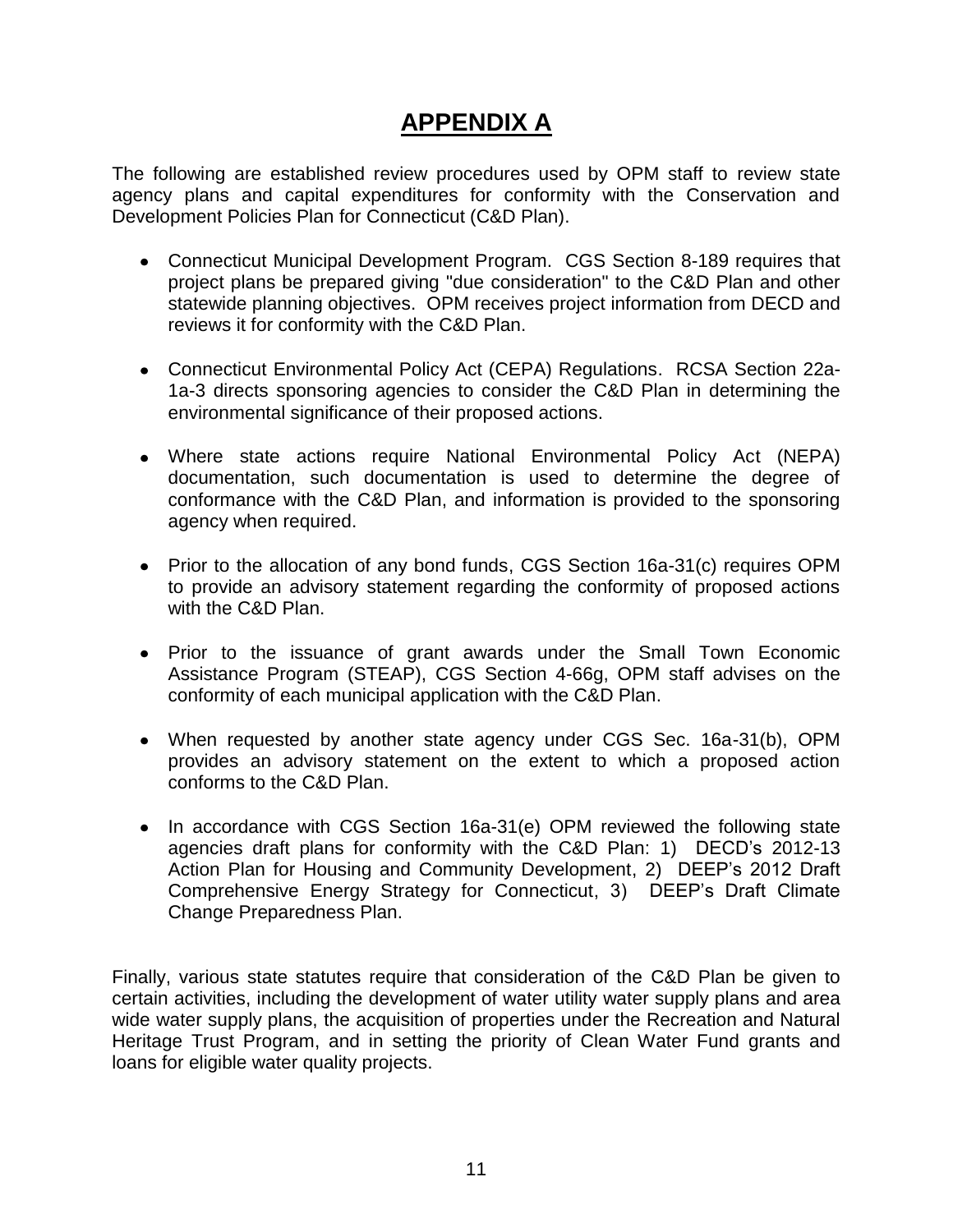# APPENDIX A

The following are established review procedures used by OPM staff to review state agency plans and capital expenditures for conformity with the Conservation and Development Policies Plan for Connecticut (C&D Plan).

- Connecticut Municipal Development Program. CGS Section 8-189 requires that project plans be prepared giving "due consideration" to the C&D Plan and other statewide planning objectives. OPM receives project information from DECD and reviews it for conformity with the C&D Plan.

- Connecticut Environmental Policy Act (CEPA) Regulations. RCSA Section 22a-1a-3 directs sponsoring agencies to consider the C&D Plan in determining the environmental significance of their proposed actions.

- Where state actions require National Environmental Policy Act (NEPA) documentation, such documentation is used to determine the degree of conformance with the C&D Plan, and information is provided to the sponsoring agency when required.

- Prior to the allocation of any bond funds, CGS Section 16a-31(c) requires OPM to provide an advisory statement regarding the conformity of proposed actions with the C&D Plan.

- Prior to the issuance of grant awards under the Small Town Economic Assistance Program (STEAP), CGS Section 4-66g, OPM staff advises on the conformity of each municipal application with the C&D Plan.

- When requested by another state agency under CGS Sec. 16a-31(b), OPM provides an advisory statement on the extent to which a proposed action conforms to the C&D Plan.

- In accordance with CGS Section 16a-31(e) OPM reviewed the following state agencies draft plans for conformity with the C&D Plan: 1) DECD's 2012-13 Action Plan for Housing and Community Development, 2) DEEP's 2012 Draft Comprehensive Energy Strategy for Connecticut, 3) DEEP's Draft Climate Change Preparedness Plan.

Finally, various state statutes require that consideration of the C&D Plan be given to certain activities, including the development of water utility water supply plans and area wide water supply plans, the acquisition of properties under the Recreation and Natural Heritage Trust Program, and in setting the priority of Clean Water Fund grants and loans for eligible water quality projects.